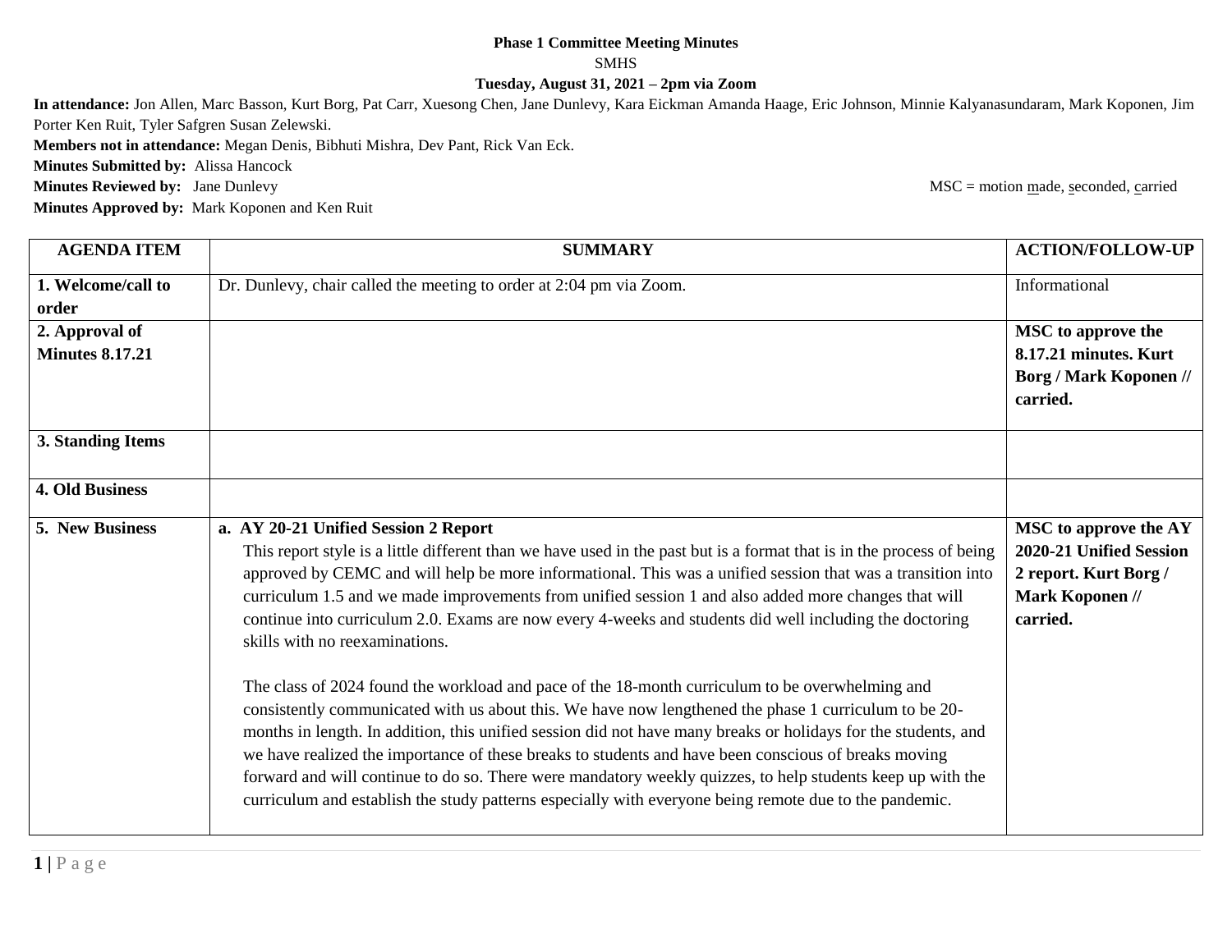**Phase 1 Committee Meeting Minutes**

SMHS

**Tuesday, August 31, 2021 – 2pm via Zoom**

**In attendance:** Jon Allen, Marc Basson, Kurt Borg, Pat Carr, Xuesong Chen, Jane Dunlevy, Kara Eickman Amanda Haage, Eric Johnson, Minnie Kalyanasundaram, Mark Koponen, Jim Porter Ken Ruit, Tyler Safgren Susan Zelewski.

**Members not in attendance:** Megan Denis, Bibhuti Mishra, Dev Pant, Rick Van Eck.

**Minutes Submitted by:** Alissa Hancock

**Minutes Reviewed by:** Jane Dunlevy

MSC = motion made, seconded, carried

**Minutes Approved by:** Mark Koponen and Ken Ruit

| AGENDA ITEM | SUMMARY | ACTION/FOLLOW-UP |
| --- | --- | --- |
| **1. Welcome/call to order** | Dr. Dunlevy, chair called the meeting to order at 2:04 pm via Zoom. | Informational |
| **2. Approval of Minutes 8.17.21** | | **MSC to approve the 8.17.21 minutes. Kurt Borg / Mark Koponen // carried.** |
| **3. Standing Items** | | |
| **4. Old Business** | | |
| **5. New Business** | **a. AY 20-21 Unified Session 2 Report**<br>This report style is a little different than we have used in the past but is a format that is in the process of being approved by CEMC and will help be more informational. This was a unified session that was a transition into curriculum 1.5 and we made improvements from unified session 1 and also added more changes that will continue into curriculum 2.0. Exams are now every 4-weeks and students did well including the doctoring skills with no reexaminations.<br><br>The class of 2024 found the workload and pace of the 18-month curriculum to be overwhelming and consistently communicated with us about this. We have now lengthened the phase 1 curriculum to be 20-months in length. In addition, this unified session did not have many breaks or holidays for the students, and we have realized the importance of these breaks to students and have been conscious of breaks moving forward and will continue to do so. There were mandatory weekly quizzes, to help students keep up with the curriculum and establish the study patterns especially with everyone being remote due to the pandemic. | **MSC to approve the AY 2020-21 Unified Session 2 report. Kurt Borg / Mark Koponen // carried.** |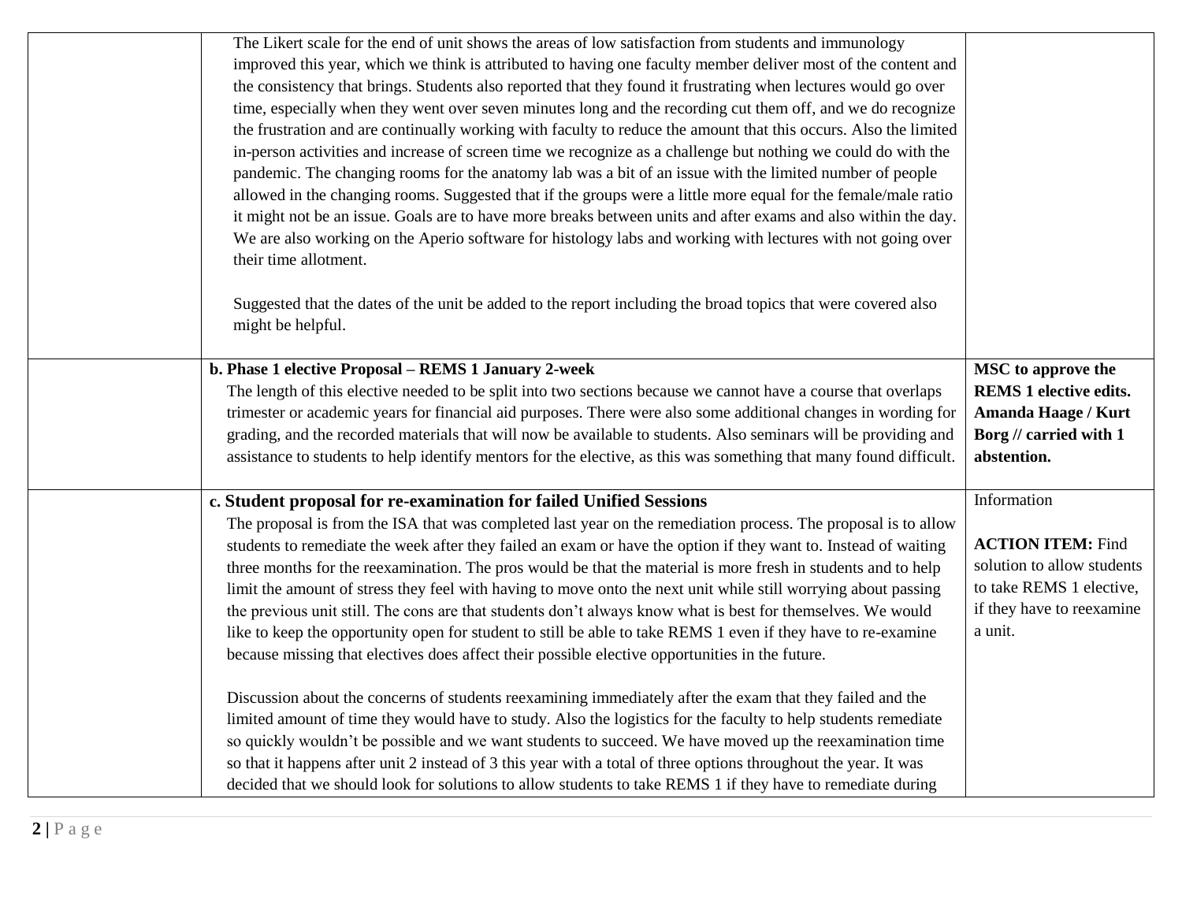| | | |
|---|---|---|
| | The Likert scale for the end of unit shows the areas of low satisfaction from students and immunology improved this year, which we think is attributed to having one faculty member deliver most of the content and the consistency that brings. Students also reported that they found it frustrating when lectures would go over time, especially when they went over seven minutes long and the recording cut them off, and we do recognize the frustration and are continually working with faculty to reduce the amount that this occurs. Also the limited in-person activities and increase of screen time we recognize as a challenge but nothing we could do with the pandemic. The changing rooms for the anatomy lab was a bit of an issue with the limited number of people allowed in the changing rooms. Suggested that if the groups were a little more equal for the female/male ratio it might not be an issue. Goals are to have more breaks between units and after exams and also within the day. We are also working on the Aperio software for histology labs and working with lectures with not going over their time allotment.<br><br>Suggested that the dates of the unit be added to the report including the broad topics that were covered also might be helpful. | |
| | **b. Phase 1 elective Proposal – REMS 1 January 2-week**<br>The length of this elective needed to be split into two sections because we cannot have a course that overlaps trimester or academic years for financial aid purposes. There were also some additional changes in wording for grading, and the recorded materials that will now be available to students. Also seminars will be providing and assistance to students to help identify mentors for the elective, as this was something that many found difficult. | **MSC to approve the REMS 1 elective edits. Amanda Haage / Kurt Borg // carried with 1 abstention.** |
| | **c. Student proposal for re-examination for failed Unified Sessions**<br>The proposal is from the ISA that was completed last year on the remediation process. The proposal is to allow students to remediate the week after they failed an exam or have the option if they want to. Instead of waiting three months for the reexamination. The pros would be that the material is more fresh in students and to help limit the amount of stress they feel with having to move onto the next unit while still worrying about passing the previous unit still. The cons are that students don't always know what is best for themselves. We would like to keep the opportunity open for student to still be able to take REMS 1 even if they have to re-examine because missing that electives does affect their possible elective opportunities in the future.<br><br>Discussion about the concerns of students reexamining immediately after the exam that they failed and the limited amount of time they would have to study. Also the logistics for the faculty to help students remediate so quickly wouldn't be possible and we want students to succeed. We have moved up the reexamination time so that it happens after unit 2 instead of 3 this year with a total of three options throughout the year. It was decided that we should look for solutions to allow students to take REMS 1 if they have to remediate during | Information<br><br>**ACTION ITEM:** Find solution to allow students to take REMS 1 elective, if they have to reexamine a unit. |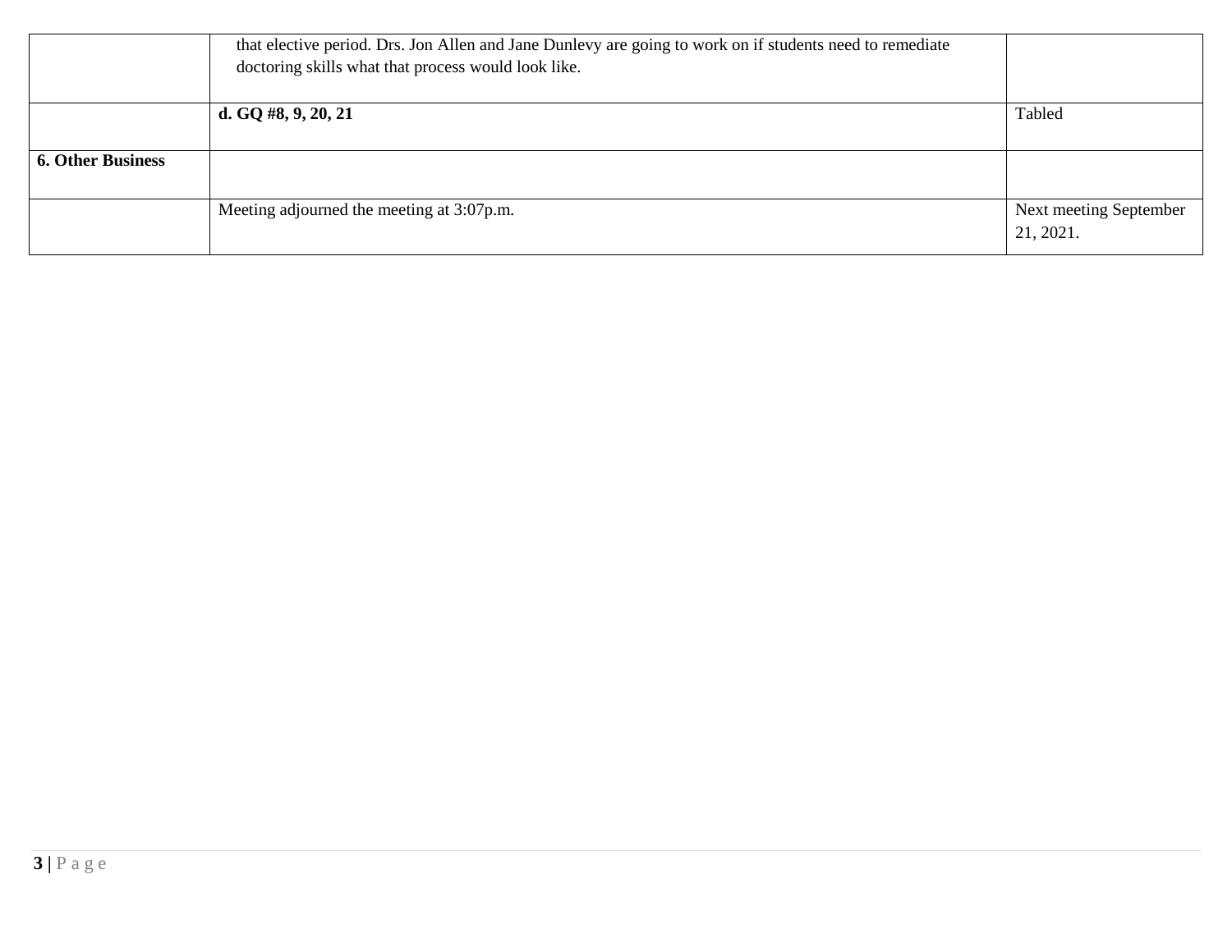| | | |
|---|---|---|
| | that elective period. Drs. Jon Allen and Jane Dunlevy are going to work on if students need to remediate doctoring skills what that process would look like. | |
| | **d. GQ #8, 9, 20, 21** | Tabled |
| **6. Other Business** | | |
| | Meeting adjourned the meeting at 3:07p.m. | Next meeting September 21, 2021. |